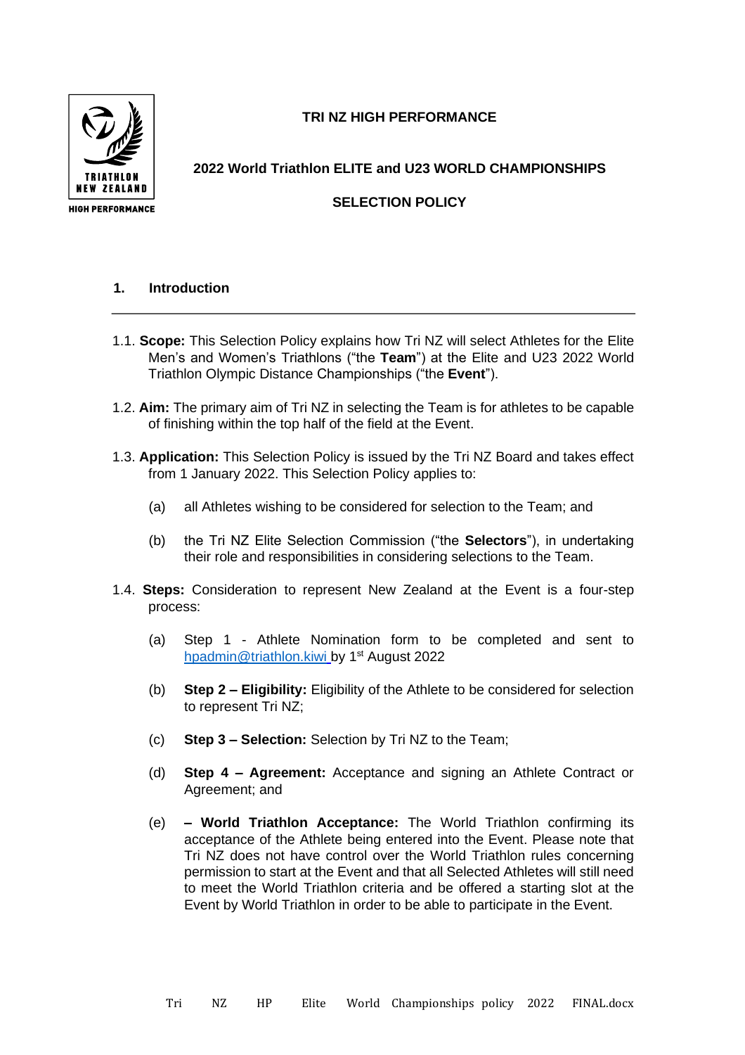**TRI NZ HIGH PERFORMANCE**

**2022 World Triathlon ELITE and U23 WORLD CHAMPIONSHIPS**

**SELECTION POLICY**

## 1. Introduction

1.1. **Scope:** This Selection Policy explains how Tri NZ will select Athletes for the Elite Men's and Women's Triathlons ("the **Team**") at the Elite and U23 2022 World Triathlon Olympic Distance Championships ("the **Event**").

1.2. **Aim:** The primary aim of Tri NZ in selecting the Team is for athletes to be capable of finishing within the top half of the field at the Event.

1.3. **Application:** This Selection Policy is issued by the Tri NZ Board and takes effect from 1 January 2022. This Selection Policy applies to:

(a) all Athletes wishing to be considered for selection to the Team; and

(b) the Tri NZ Elite Selection Commission ("the **Selectors**"), in undertaking their role and responsibilities in considering selections to the Team.

1.4. **Steps:** Consideration to represent New Zealand at the Event is a four-step process:

(a) Step 1 - Athlete Nomination form to be completed and sent to hpadmin@triathlon.kiwi by 1st August 2022

(b) **Step 2 – Eligibility:** Eligibility of the Athlete to be considered for selection to represent Tri NZ;

(c) **Step 3 – Selection:** Selection by Tri NZ to the Team;

(d) **Step 4 – Agreement:** Acceptance and signing an Athlete Contract or Agreement; and

(e) **– World Triathlon Acceptance:** The World Triathlon confirming its acceptance of the Athlete being entered into the Event. Please note that Tri NZ does not have control over the World Triathlon rules concerning permission to start at the Event and that all Selected Athletes will still need to meet the World Triathlon criteria and be offered a starting slot at the Event by World Triathlon in order to be able to participate in the Event.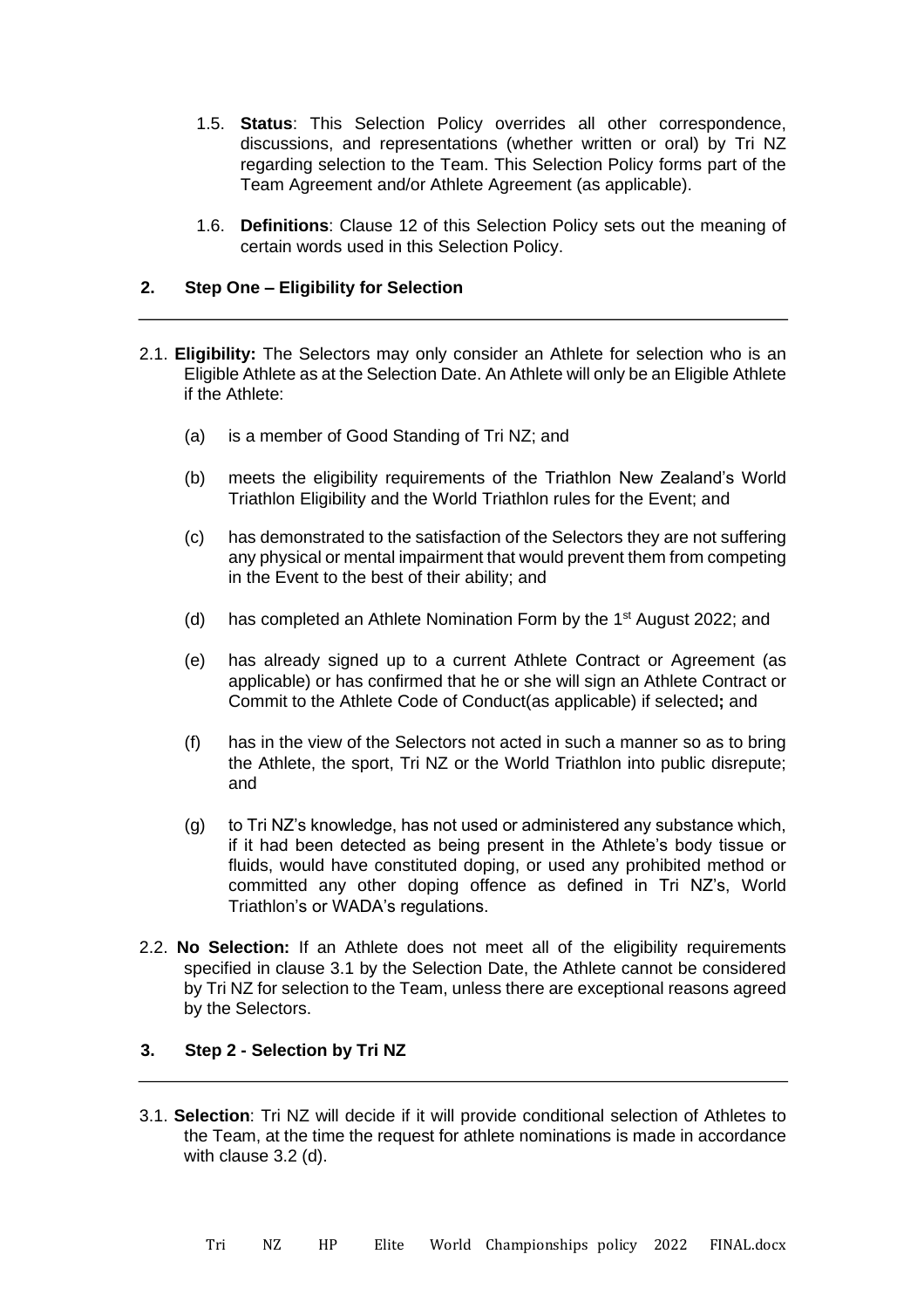1.5. **Status**: This Selection Policy overrides all other correspondence, discussions, and representations (whether written or oral) by Tri NZ regarding selection to the Team. This Selection Policy forms part of the Team Agreement and/or Athlete Agreement (as applicable).

1.6. **Definitions**: Clause 12 of this Selection Policy sets out the meaning of certain words used in this Selection Policy.

## 2. Step One – Eligibility for Selection

2.1. **Eligibility:** The Selectors may only consider an Athlete for selection who is an Eligible Athlete as at the Selection Date. An Athlete will only be an Eligible Athlete if the Athlete:

(a) is a member of Good Standing of Tri NZ; and

(b) meets the eligibility requirements of the Triathlon New Zealand's World Triathlon Eligibility and the World Triathlon rules for the Event; and

(c) has demonstrated to the satisfaction of the Selectors they are not suffering any physical or mental impairment that would prevent them from competing in the Event to the best of their ability; and

(d) has completed an Athlete Nomination Form by the 1st August 2022; and

(e) has already signed up to a current Athlete Contract or Agreement (as applicable) or has confirmed that he or she will sign an Athlete Contract or Commit to the Athlete Code of Conduct(as applicable) if selected**;** and

(f) has in the view of the Selectors not acted in such a manner so as to bring the Athlete, the sport, Tri NZ or the World Triathlon into public disrepute; and

(g) to Tri NZ's knowledge, has not used or administered any substance which, if it had been detected as being present in the Athlete's body tissue or fluids, would have constituted doping, or used any prohibited method or committed any other doping offence as defined in Tri NZ's, World Triathlon's or WADA's regulations.

2.2. **No Selection:** If an Athlete does not meet all of the eligibility requirements specified in clause 3.1 by the Selection Date, the Athlete cannot be considered by Tri NZ for selection to the Team, unless there are exceptional reasons agreed by the Selectors.

## 3. Step 2 - Selection by Tri NZ

3.1. **Selection**: Tri NZ will decide if it will provide conditional selection of Athletes to the Team, at the time the request for athlete nominations is made in accordance with clause 3.2 (d).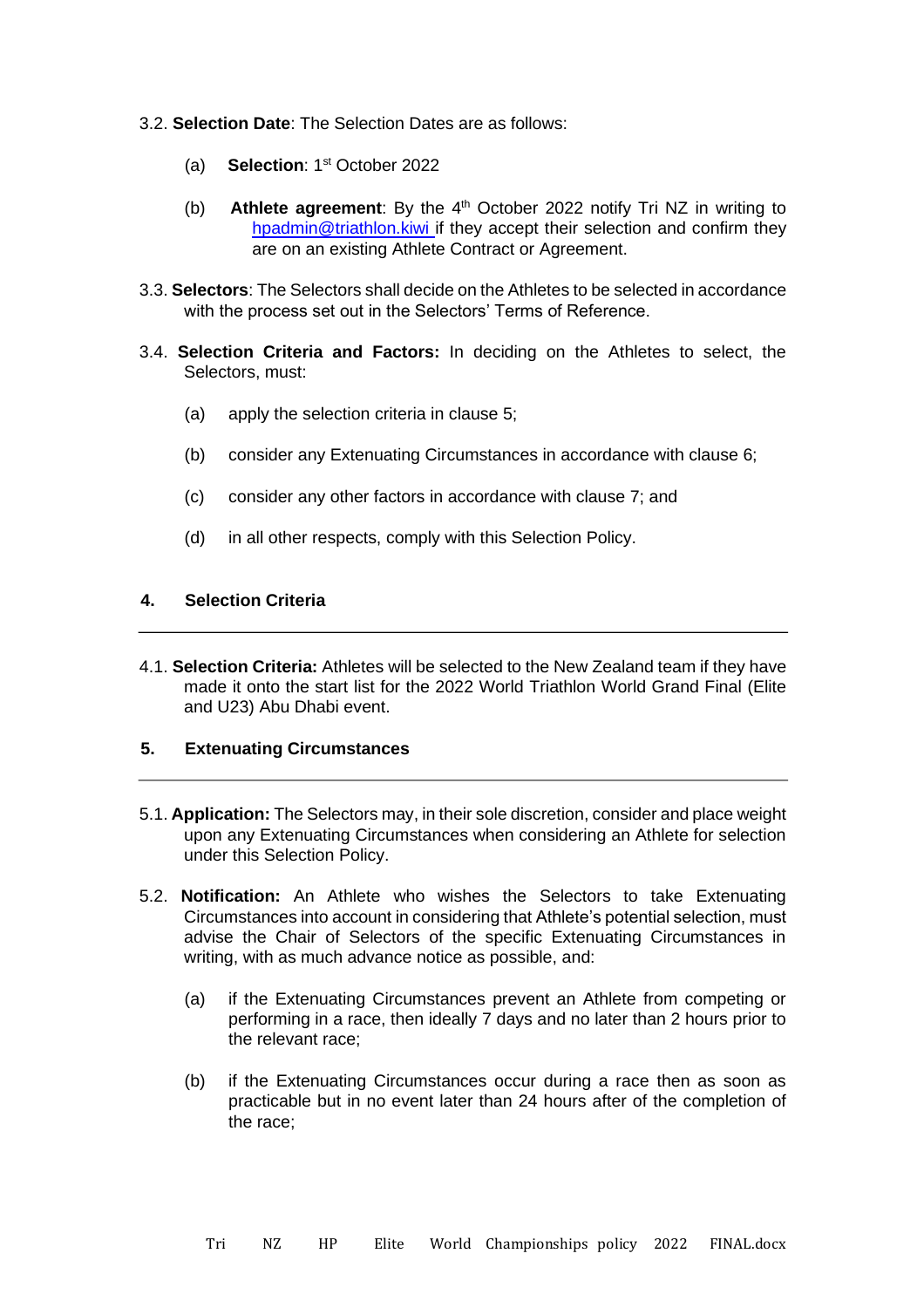3.2. **Selection Date**: The Selection Dates are as follows:

(a) **Selection**: 1st October 2022

(b) **Athlete agreement**: By the 4th October 2022 notify Tri NZ in writing to hpadmin@triathlon.kiwi if they accept their selection and confirm they are on an existing Athlete Contract or Agreement.

3.3. **Selectors**: The Selectors shall decide on the Athletes to be selected in accordance with the process set out in the Selectors' Terms of Reference.

3.4. **Selection Criteria and Factors:** In deciding on the Athletes to select, the Selectors, must:

(a) apply the selection criteria in clause 5;

(b) consider any Extenuating Circumstances in accordance with clause 6;

(c) consider any other factors in accordance with clause 7; and

(d) in all other respects, comply with this Selection Policy.

## 4. Selection Criteria

---

4.1. **Selection Criteria:** Athletes will be selected to the New Zealand team if they have made it onto the start list for the 2022 World Triathlon World Grand Final (Elite and U23) Abu Dhabi event.

## 5. Extenuating Circumstances

---

5.1. **Application:** The Selectors may, in their sole discretion, consider and place weight upon any Extenuating Circumstances when considering an Athlete for selection under this Selection Policy.

5.2. **Notification:** An Athlete who wishes the Selectors to take Extenuating Circumstances into account in considering that Athlete's potential selection, must advise the Chair of Selectors of the specific Extenuating Circumstances in writing, with as much advance notice as possible, and:

(a) if the Extenuating Circumstances prevent an Athlete from competing or performing in a race, then ideally 7 days and no later than 2 hours prior to the relevant race;

(b) if the Extenuating Circumstances occur during a race then as soon as practicable but in no event later than 24 hours after of the completion of the race;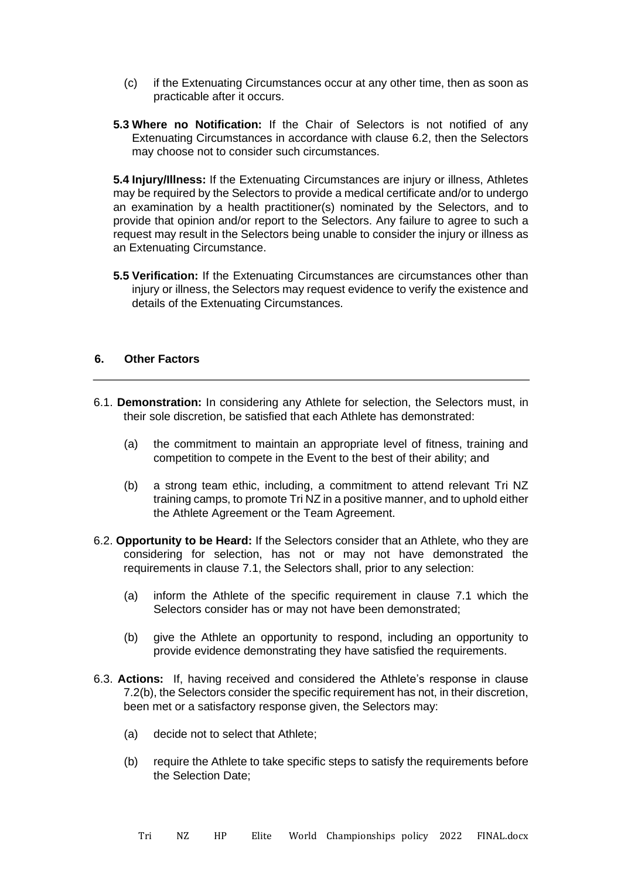(c) if the Extenuating Circumstances occur at any other time, then as soon as practicable after it occurs.

**5.3 Where no Notification:** If the Chair of Selectors is not notified of any Extenuating Circumstances in accordance with clause 6.2, then the Selectors may choose not to consider such circumstances.

**5.4 Injury/Illness:** If the Extenuating Circumstances are injury or illness, Athletes may be required by the Selectors to provide a medical certificate and/or to undergo an examination by a health practitioner(s) nominated by the Selectors, and to provide that opinion and/or report to the Selectors. Any failure to agree to such a request may result in the Selectors being unable to consider the injury or illness as an Extenuating Circumstance.

**5.5 Verification:** If the Extenuating Circumstances are circumstances other than injury or illness, the Selectors may request evidence to verify the existence and details of the Extenuating Circumstances.

## 6. Other Factors

6.1. **Demonstration:** In considering any Athlete for selection, the Selectors must, in their sole discretion, be satisfied that each Athlete has demonstrated:

(a) the commitment to maintain an appropriate level of fitness, training and competition to compete in the Event to the best of their ability; and

(b) a strong team ethic, including, a commitment to attend relevant Tri NZ training camps, to promote Tri NZ in a positive manner, and to uphold either the Athlete Agreement or the Team Agreement.

6.2. **Opportunity to be Heard:** If the Selectors consider that an Athlete, who they are considering for selection, has not or may not have demonstrated the requirements in clause 7.1, the Selectors shall, prior to any selection:

(a) inform the Athlete of the specific requirement in clause 7.1 which the Selectors consider has or may not have been demonstrated;

(b) give the Athlete an opportunity to respond, including an opportunity to provide evidence demonstrating they have satisfied the requirements.

6.3. **Actions:** If, having received and considered the Athlete's response in clause 7.2(b), the Selectors consider the specific requirement has not, in their discretion, been met or a satisfactory response given, the Selectors may:

(a) decide not to select that Athlete;

(b) require the Athlete to take specific steps to satisfy the requirements before the Selection Date;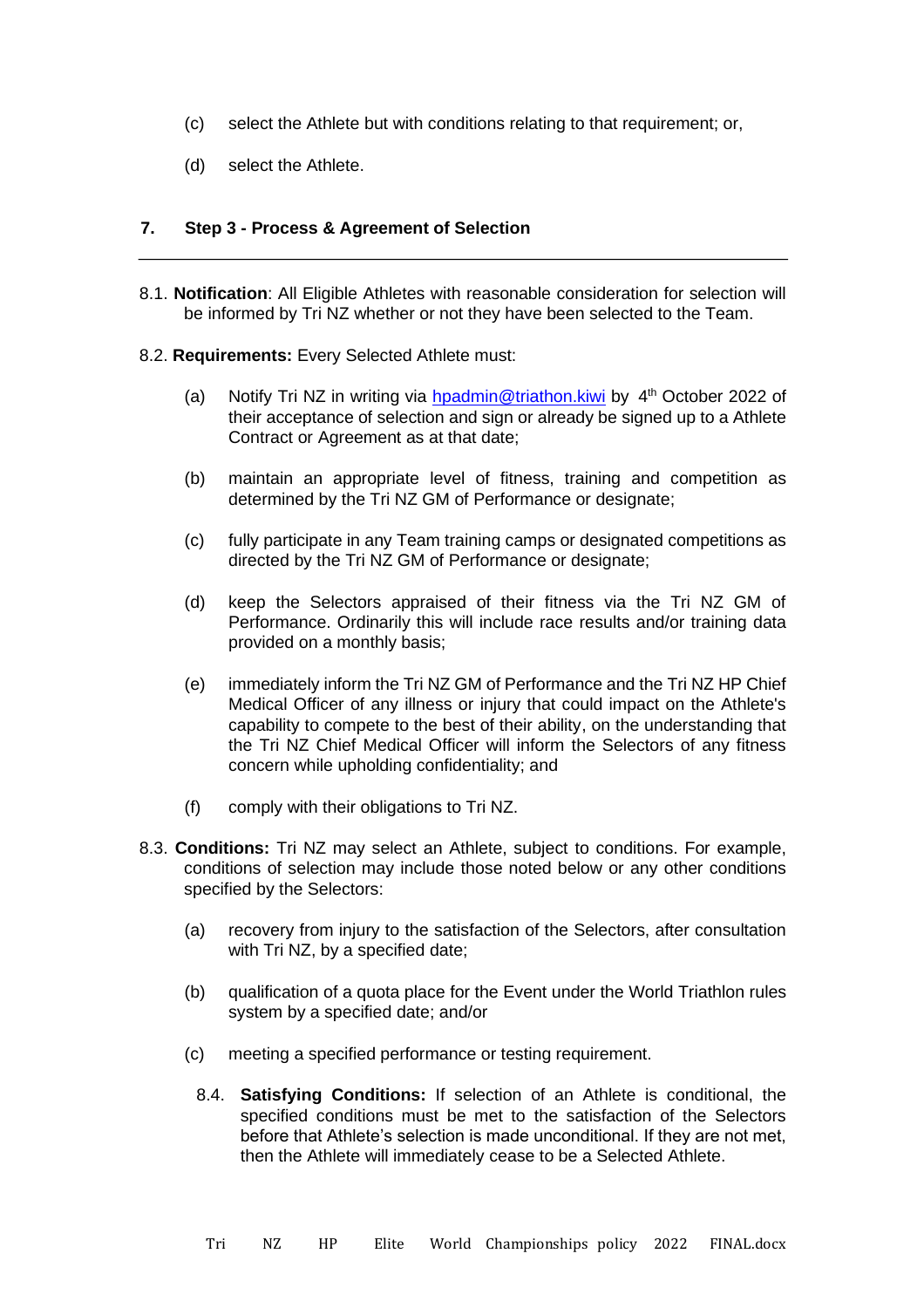(c) select the Athlete but with conditions relating to that requirement; or,

(d) select the Athlete.

## 7. Step 3 - Process & Agreement of Selection

---

8.1. **Notification**: All Eligible Athletes with reasonable consideration for selection will be informed by Tri NZ whether or not they have been selected to the Team.

8.2. **Requirements:** Every Selected Athlete must:

(a) Notify Tri NZ in writing via hpadmin@triathon.kiwi by 4th October 2022 of their acceptance of selection and sign or already be signed up to a Athlete Contract or Agreement as at that date;

(b) maintain an appropriate level of fitness, training and competition as determined by the Tri NZ GM of Performance or designate;

(c) fully participate in any Team training camps or designated competitions as directed by the Tri NZ GM of Performance or designate;

(d) keep the Selectors appraised of their fitness via the Tri NZ GM of Performance. Ordinarily this will include race results and/or training data provided on a monthly basis;

(e) immediately inform the Tri NZ GM of Performance and the Tri NZ HP Chief Medical Officer of any illness or injury that could impact on the Athlete's capability to compete to the best of their ability, on the understanding that the Tri NZ Chief Medical Officer will inform the Selectors of any fitness concern while upholding confidentiality; and

(f) comply with their obligations to Tri NZ.

8.3. **Conditions:** Tri NZ may select an Athlete, subject to conditions. For example, conditions of selection may include those noted below or any other conditions specified by the Selectors:

(a) recovery from injury to the satisfaction of the Selectors, after consultation with Tri NZ, by a specified date;

(b) qualification of a quota place for the Event under the World Triathlon rules system by a specified date; and/or

(c) meeting a specified performance or testing requirement.

8.4. **Satisfying Conditions:** If selection of an Athlete is conditional, the specified conditions must be met to the satisfaction of the Selectors before that Athlete's selection is made unconditional. If they are not met, then the Athlete will immediately cease to be a Selected Athlete.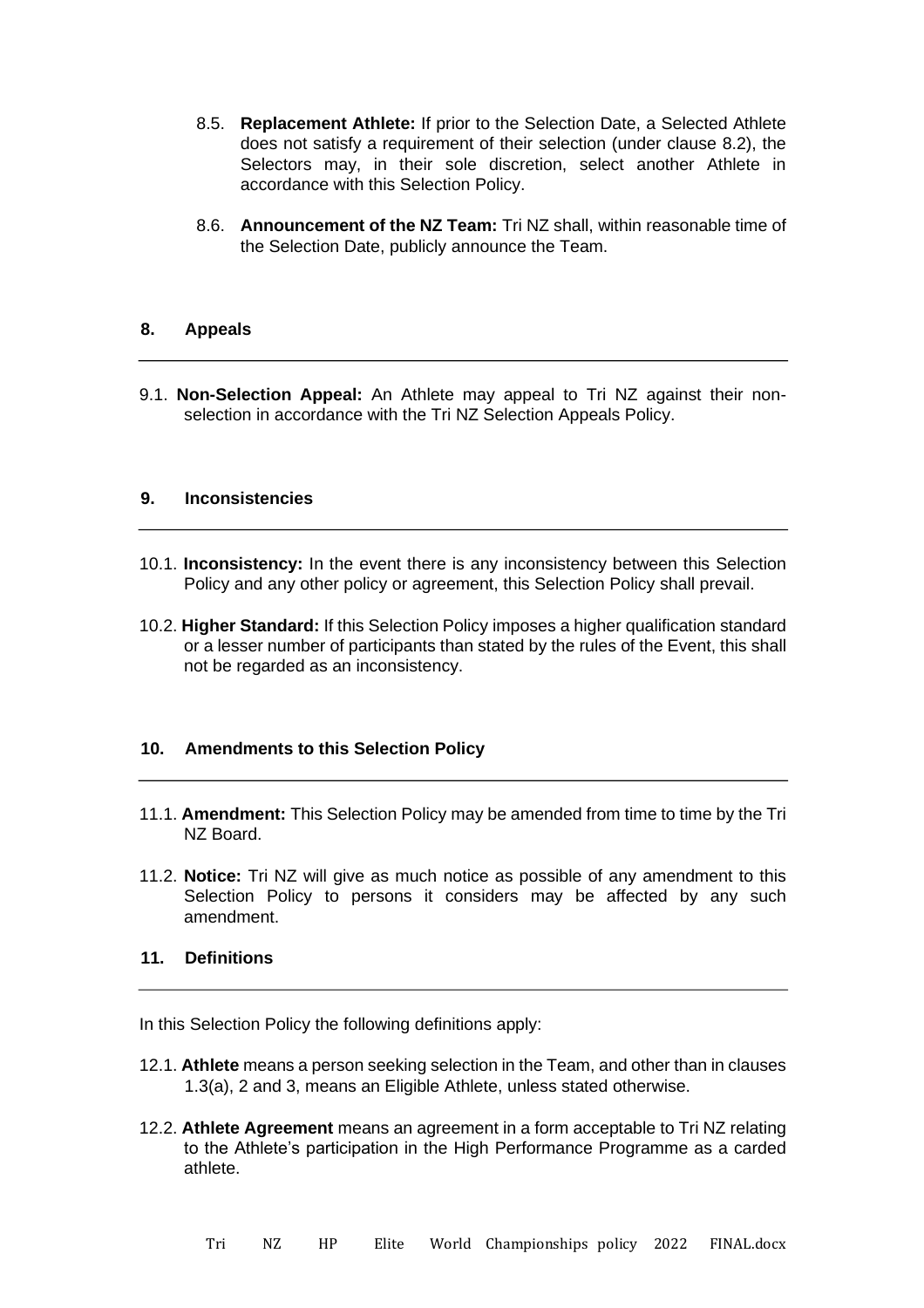8.5. **Replacement Athlete:** If prior to the Selection Date, a Selected Athlete does not satisfy a requirement of their selection (under clause 8.2), the Selectors may, in their sole discretion, select another Athlete in accordance with this Selection Policy.

8.6. **Announcement of the NZ Team:** Tri NZ shall, within reasonable time of the Selection Date, publicly announce the Team.

## 8. Appeals

9.1. **Non-Selection Appeal:** An Athlete may appeal to Tri NZ against their non-selection in accordance with the Tri NZ Selection Appeals Policy.

## 9. Inconsistencies

10.1. **Inconsistency:** In the event there is any inconsistency between this Selection Policy and any other policy or agreement, this Selection Policy shall prevail.

10.2. **Higher Standard:** If this Selection Policy imposes a higher qualification standard or a lesser number of participants than stated by the rules of the Event, this shall not be regarded as an inconsistency.

## 10. Amendments to this Selection Policy

11.1. **Amendment:** This Selection Policy may be amended from time to time by the Tri NZ Board.

11.2. **Notice:** Tri NZ will give as much notice as possible of any amendment to this Selection Policy to persons it considers may be affected by any such amendment.

## 11. Definitions

In this Selection Policy the following definitions apply:

12.1. **Athlete** means a person seeking selection in the Team, and other than in clauses 1.3(a), 2 and 3, means an Eligible Athlete, unless stated otherwise.

12.2. **Athlete Agreement** means an agreement in a form acceptable to Tri NZ relating to the Athlete's participation in the High Performance Programme as a carded athlete.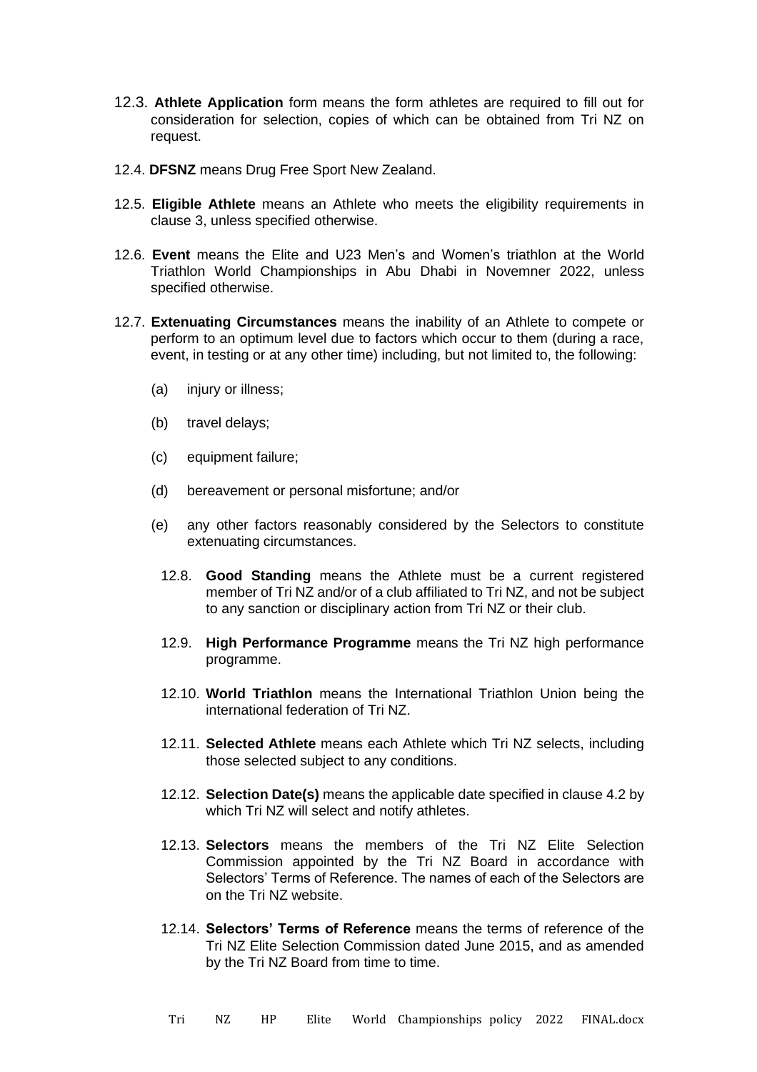12.3. **Athlete Application** form means the form athletes are required to fill out for consideration for selection, copies of which can be obtained from Tri NZ on request.

12.4. **DFSNZ** means Drug Free Sport New Zealand.

12.5. **Eligible Athlete** means an Athlete who meets the eligibility requirements in clause 3, unless specified otherwise.

12.6. **Event** means the Elite and U23 Men's and Women's triathlon at the World Triathlon World Championships in Abu Dhabi in Novemner 2022, unless specified otherwise.

12.7. **Extenuating Circumstances** means the inability of an Athlete to compete or perform to an optimum level due to factors which occur to them (during a race, event, in testing or at any other time) including, but not limited to, the following:

(a) injury or illness;

(b) travel delays;

(c) equipment failure;

(d) bereavement or personal misfortune; and/or

(e) any other factors reasonably considered by the Selectors to constitute extenuating circumstances.

12.8. **Good Standing** means the Athlete must be a current registered member of Tri NZ and/or of a club affiliated to Tri NZ, and not be subject to any sanction or disciplinary action from Tri NZ or their club.

12.9. **High Performance Programme** means the Tri NZ high performance programme.

12.10. **World Triathlon** means the International Triathlon Union being the international federation of Tri NZ.

12.11. **Selected Athlete** means each Athlete which Tri NZ selects, including those selected subject to any conditions.

12.12. **Selection Date(s)** means the applicable date specified in clause 4.2 by which Tri NZ will select and notify athletes.

12.13. **Selectors** means the members of the Tri NZ Elite Selection Commission appointed by the Tri NZ Board in accordance with Selectors' Terms of Reference. The names of each of the Selectors are on the Tri NZ website.

12.14. **Selectors' Terms of Reference** means the terms of reference of the Tri NZ Elite Selection Commission dated June 2015, and as amended by the Tri NZ Board from time to time.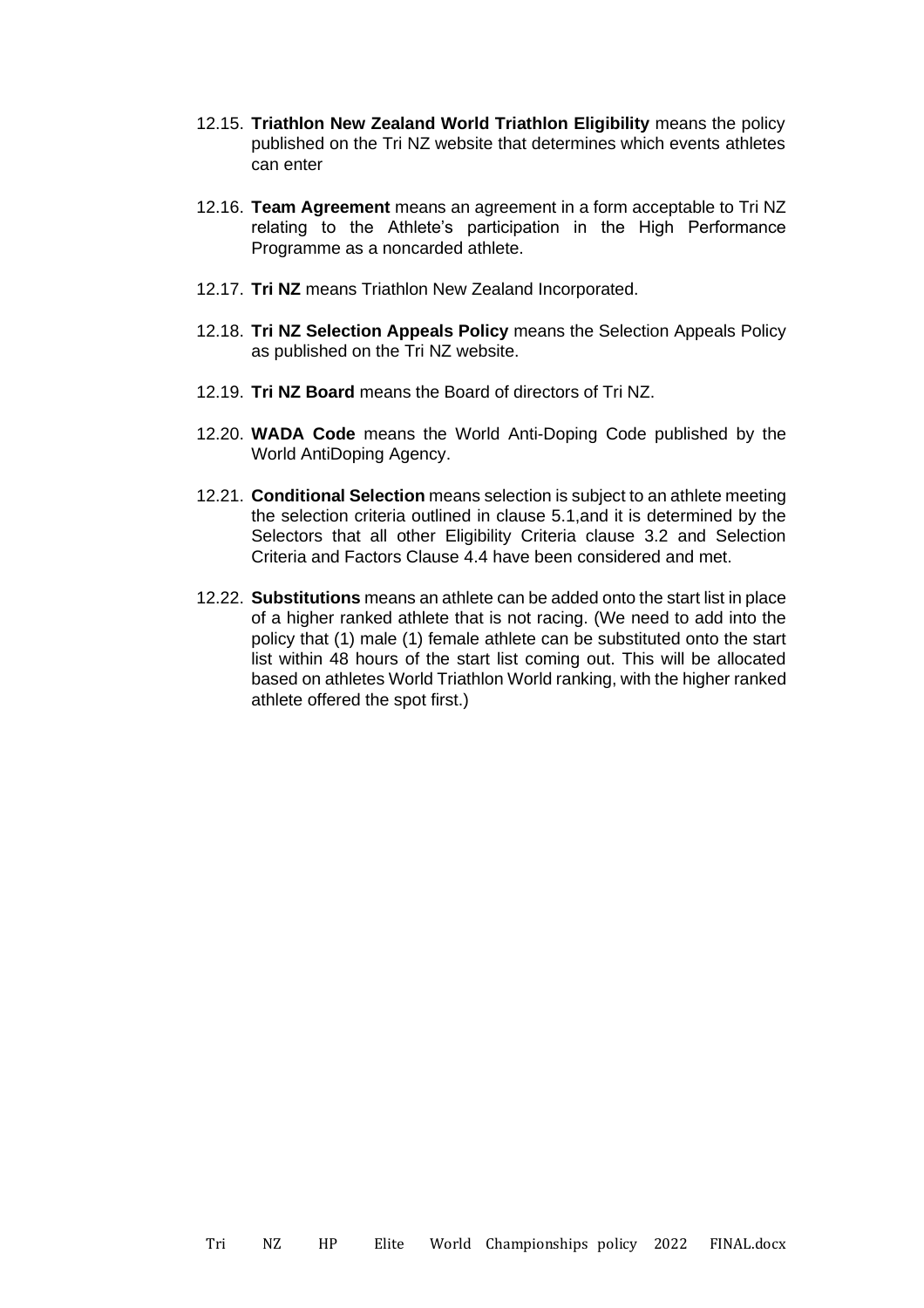12.15. **Triathlon New Zealand World Triathlon Eligibility** means the policy published on the Tri NZ website that determines which events athletes can enter

12.16. **Team Agreement** means an agreement in a form acceptable to Tri NZ relating to the Athlete's participation in the High Performance Programme as a noncarded athlete.

12.17. **Tri NZ** means Triathlon New Zealand Incorporated.

12.18. **Tri NZ Selection Appeals Policy** means the Selection Appeals Policy as published on the Tri NZ website.

12.19. **Tri NZ Board** means the Board of directors of Tri NZ.

12.20. **WADA Code** means the World Anti-Doping Code published by the World AntiDoping Agency.

12.21. **Conditional Selection** means selection is subject to an athlete meeting the selection criteria outlined in clause 5.1,and it is determined by the Selectors that all other Eligibility Criteria clause 3.2 and Selection Criteria and Factors Clause 4.4 have been considered and met.

12.22. **Substitutions** means an athlete can be added onto the start list in place of a higher ranked athlete that is not racing. (We need to add into the policy that (1) male (1) female athlete can be substituted onto the start list within 48 hours of the start list coming out. This will be allocated based on athletes World Triathlon World ranking, with the higher ranked athlete offered the spot first.)